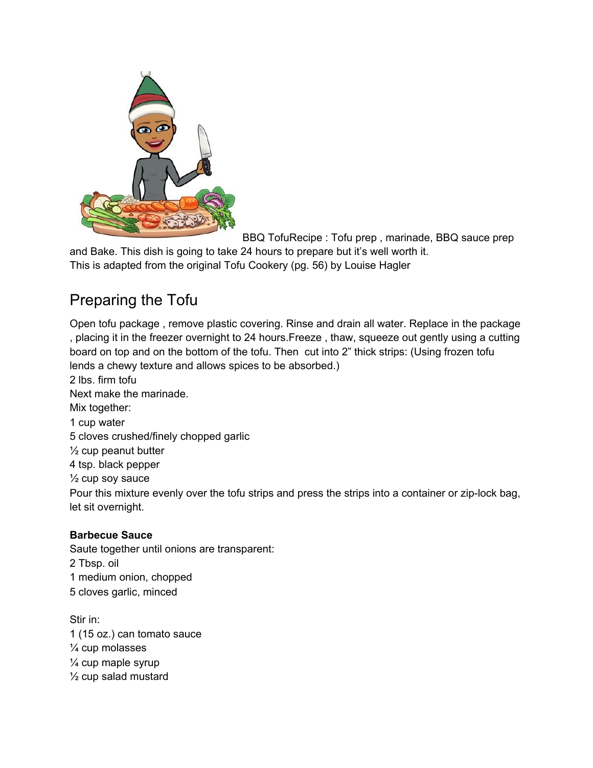BBQ TofuRecipe : Tofu prep , marinade, BBQ sauce prep and Bake. This dish is going to take 24 hours to prepare but it's well worth it.
This is adapted from the original Tofu Cookery (pg. 56) by Louise Hagler

## Preparing the Tofu

Open tofu package , remove plastic covering. Rinse and drain all water. Replace in the package , placing it in the freezer overnight to 24 hours.Freeze , thaw, squeeze out gently using a cutting board on top and on the bottom of the tofu. Then cut into 2" thick strips: (Using frozen tofu lends a chewy texture and allows spices to be absorbed.)
2 lbs. firm tofu
Next make the marinade.
Mix together:
1 cup water
5 cloves crushed/finely chopped garlic
½ cup peanut butter
4 tsp. black pepper
½ cup soy sauce
Pour this mixture evenly over the tofu strips and press the strips into a container or zip-lock bag, let sit overnight.

**Barbecue Sauce**
Saute together until onions are transparent:
2 Tbsp. oil
1 medium onion, chopped
5 cloves garlic, minced

Stir in:
1 (15 oz.) can tomato sauce
¼ cup molasses
¼ cup maple syrup
½ cup salad mustard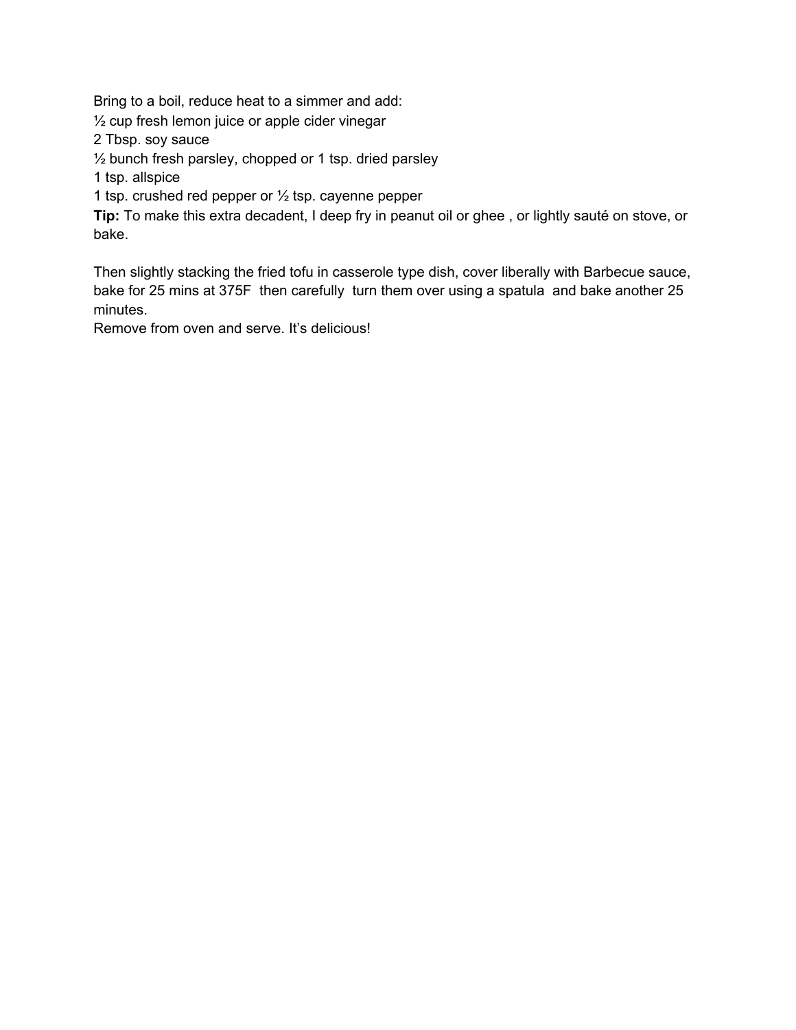Bring to a boil, reduce heat to a simmer and add:

½ cup fresh lemon juice or apple cider vinegar
2 Tbsp. soy sauce
½ bunch fresh parsley, chopped or 1 tsp. dried parsley
1 tsp. allspice
1 tsp. crushed red pepper or ½ tsp. cayenne pepper

**Tip:** To make this extra decadent, I deep fry in peanut oil or ghee , or lightly sauté on stove, or bake.

Then slightly stacking the fried tofu in casserole type dish, cover liberally with Barbecue sauce, bake for 25 mins at 375F then carefully turn them over using a spatula and bake another 25 minutes.

Remove from oven and serve. It's delicious!